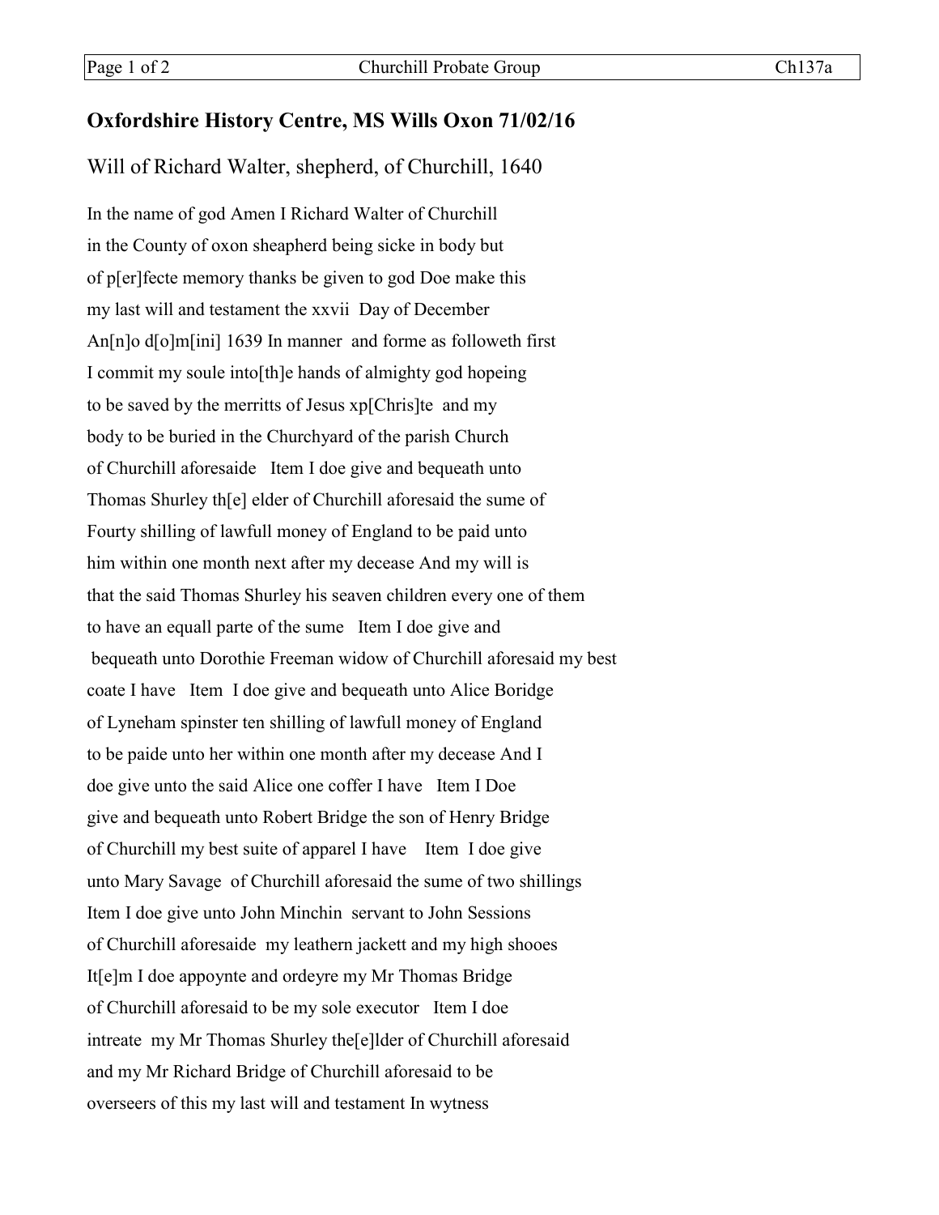## Oxfordshire History Centre, MS Wills Oxon 71/02/16

### Will of Richard Walter, shepherd, of Churchill, 1640

In the name of god Amen I Richard Walter of Churchill
in the County of oxon sheapherd being sicke in body but
of p[er]fecte memory thanks be given to god Doe make this
my last will and testament the xxvii Day of December
An[n]o d[o]m[ini] 1639 In manner and forme as followeth first
I commit my soule into[th]e hands of almighty god hopeing
to be saved by the merritts of Jesus xp[Chris]te and my
body to be buried in the Churchyard of the parish Church
of Churchill aforesaide Item I doe give and bequeath unto
Thomas Shurley th[e] elder of Churchill aforesaid the sume of
Fourty shilling of lawfull money of England to be paid unto
him within one month next after my decease And my will is
that the said Thomas Shurley his seaven children every one of them
to have an equall parte of the sume Item I doe give and
bequeath unto Dorothie Freeman widow of Churchill aforesaid my best
coate I have Item I doe give and bequeath unto Alice Boridge
of Lyneham spinster ten shilling of lawfull money of England
to be paide unto her within one month after my decease And I
doe give unto the said Alice one coffer I have Item I Doe
give and bequeath unto Robert Bridge the son of Henry Bridge
of Churchill my best suite of apparel I have Item I doe give
unto Mary Savage of Churchill aforesaid the sume of two shillings
Item I doe give unto John Minchin servant to John Sessions
of Churchill aforesaide my leathern jackett and my high shooes
It[e]m I doe appoynte and ordeyre my Mr Thomas Bridge
of Churchill aforesaid to be my sole executor Item I doe
intreate my Mr Thomas Shurley the[e]lder of Churchill aforesaid
and my Mr Richard Bridge of Churchill aforesaid to be
overseeers of this my last will and testament In wytness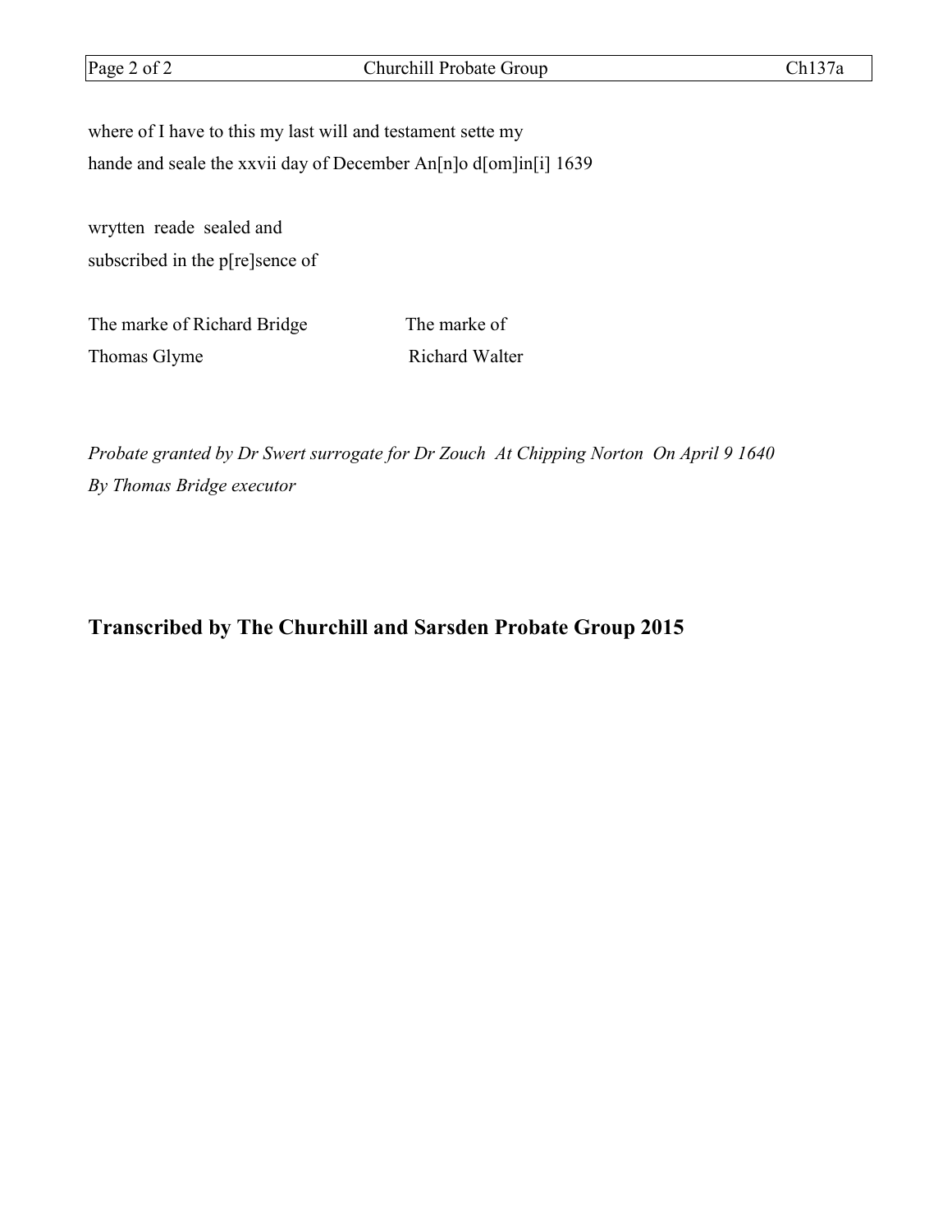where of I have to this my last will and testament sette my
hande and seale the xxvii day of December An[n]o d[om]in[i] 1639

wrytten reade sealed and
subscribed in the p[re]sence of

The marke of Richard Bridge
Thomas Glyme

The marke of
Richard Walter

*Probate granted by Dr Swert surrogate for Dr Zouch At Chipping Norton On April 9 1640*
*By Thomas Bridge executor*

**Transcribed by The Churchill and Sarsden Probate Group 2015**